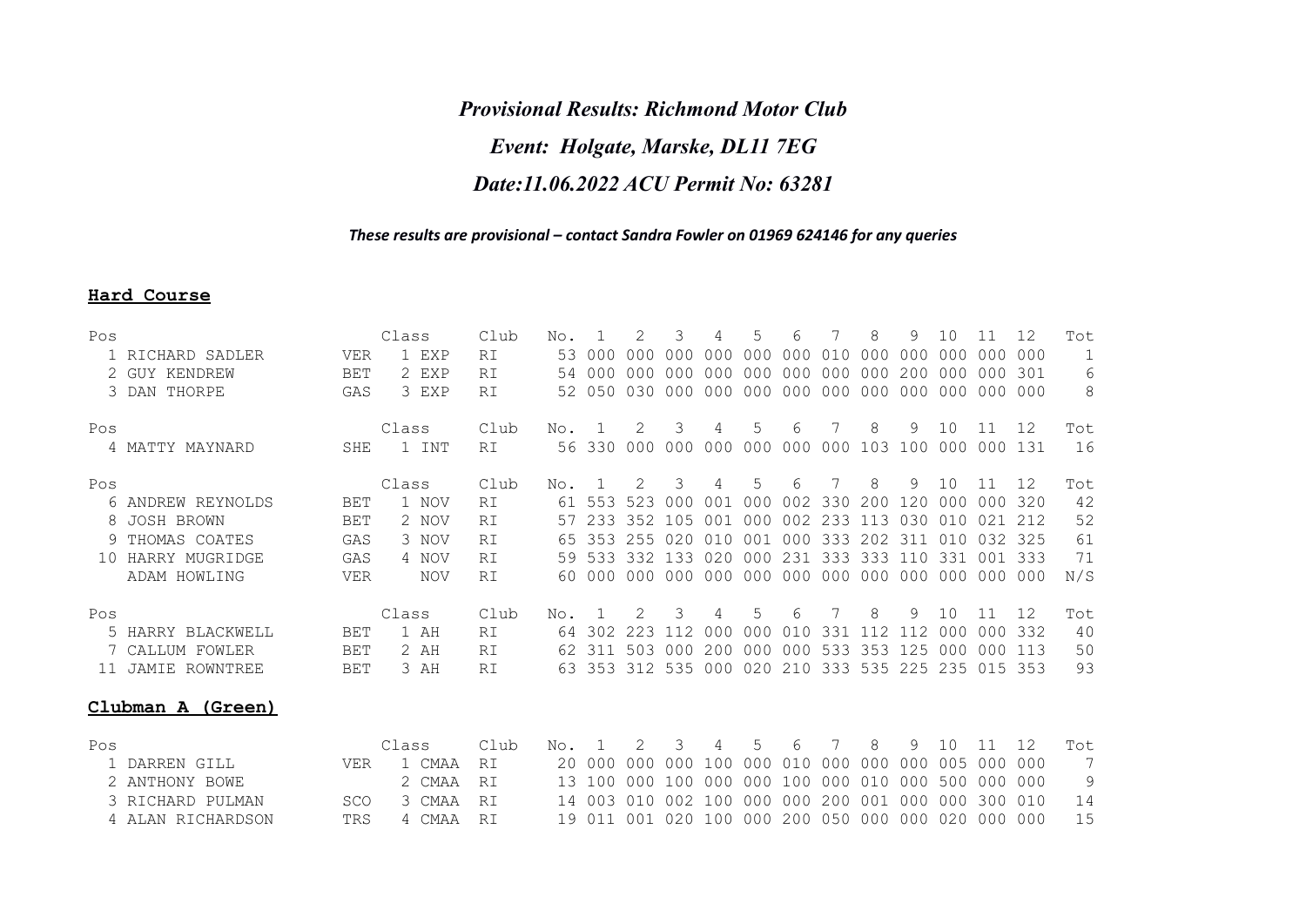# *Provisional Results: Richmond Motor Club*

## *Event: Holgate, Marske, DL11 7EG*

## *Date:11.06.2022 ACU Permit No: 63281*

***These results are provisional – contact Sandra Fowler on 01969 624146 for any queries***

**Hard Course**

| Pos | Name | | Class | Club | No. | 1 | 2 | 3 | 4 | 5 | 6 | 7 | 8 | 9 | 10 | 11 | 12 | Tot |
|---|---|---|---|---|---|---|---|---|---|---|---|---|---|---|---|---|---|---|
| 1 | RICHARD SADLER | VER | 1 EXP | RI | 53 | 000 | 000 | 000 | 000 | 000 | 000 | 010 | 000 | 000 | 000 | 000 | 000 | 1 |
| 2 | GUY KENDREW | BET | 2 EXP | RI | 54 | 000 | 000 | 000 | 000 | 000 | 000 | 000 | 000 | 200 | 000 | 000 | 301 | 6 |
| 3 | DAN THORPE | GAS | 3 EXP | RI | 52 | 050 | 030 | 000 | 000 | 000 | 000 | 000 | 000 | 000 | 000 | 000 | 000 | 8 |

| Pos | Name | | Class | Club | No. | 1 | 2 | 3 | 4 | 5 | 6 | 7 | 8 | 9 | 10 | 11 | 12 | Tot |
|---|---|---|---|---|---|---|---|---|---|---|---|---|---|---|---|---|---|---|
| 4 | MATTY MAYNARD | SHE | 1 INT | RI | 56 | 330 | 000 | 000 | 000 | 000 | 000 | 000 | 103 | 100 | 000 | 000 | 131 | 16 |

| Pos | Name | | Class | Club | No. | 1 | 2 | 3 | 4 | 5 | 6 | 7 | 8 | 9 | 10 | 11 | 12 | Tot |
|---|---|---|---|---|---|---|---|---|---|---|---|---|---|---|---|---|---|---|
| 6 | ANDREW REYNOLDS | BET | 1 NOV | RI | 61 | 553 | 523 | 000 | 001 | 000 | 002 | 330 | 200 | 120 | 000 | 000 | 320 | 42 |
| 8 | JOSH BROWN | BET | 2 NOV | RI | 57 | 233 | 352 | 105 | 001 | 000 | 002 | 233 | 113 | 030 | 010 | 021 | 212 | 52 |
| 9 | THOMAS COATES | GAS | 3 NOV | RI | 65 | 353 | 255 | 020 | 010 | 001 | 000 | 333 | 202 | 311 | 010 | 032 | 325 | 61 |
| 10 | HARRY MUGRIDGE | GAS | 4 NOV | RI | 59 | 533 | 332 | 133 | 020 | 000 | 231 | 333 | 333 | 110 | 331 | 001 | 333 | 71 |
| | ADAM HOWLING | VER | NOV | RI | 60 | 000 | 000 | 000 | 000 | 000 | 000 | 000 | 000 | 000 | 000 | 000 | 000 | N/S |

| Pos | Name | | Class | Club | No. | 1 | 2 | 3 | 4 | 5 | 6 | 7 | 8 | 9 | 10 | 11 | 12 | Tot |
|---|---|---|---|---|---|---|---|---|---|---|---|---|---|---|---|---|---|---|
| 5 | HARRY BLACKWELL | BET | 1 AH | RI | 64 | 302 | 223 | 112 | 000 | 000 | 010 | 331 | 112 | 112 | 000 | 000 | 332 | 40 |
| 7 | CALLUM FOWLER | BET | 2 AH | RI | 62 | 311 | 503 | 000 | 200 | 000 | 000 | 533 | 353 | 125 | 000 | 000 | 113 | 50 |
| 11 | JAMIE ROWNTREE | BET | 3 AH | RI | 63 | 353 | 312 | 535 | 000 | 020 | 210 | 333 | 535 | 225 | 235 | 015 | 353 | 93 |

**Clubman A (Green)**

| Pos | Name | | Class | Club | No. | 1 | 2 | 3 | 4 | 5 | 6 | 7 | 8 | 9 | 10 | 11 | 12 | Tot |
|---|---|---|---|---|---|---|---|---|---|---|---|---|---|---|---|---|---|---|
| 1 | DARREN GILL | VER | 1 CMAA | RI | 20 | 000 | 000 | 000 | 100 | 000 | 010 | 000 | 000 | 000 | 005 | 000 | 000 | 7 |
| 2 | ANTHONY BOWE | | 2 CMAA | RI | 13 | 100 | 000 | 100 | 000 | 000 | 100 | 000 | 010 | 000 | 500 | 000 | 000 | 9 |
| 3 | RICHARD PULMAN | SCO | 3 CMAA | RI | 14 | 003 | 010 | 002 | 100 | 000 | 000 | 200 | 001 | 000 | 000 | 300 | 010 | 14 |
| 4 | ALAN RICHARDSON | TRS | 4 CMAA | RI | 19 | 011 | 001 | 020 | 100 | 000 | 200 | 050 | 000 | 000 | 020 | 000 | 000 | 15 |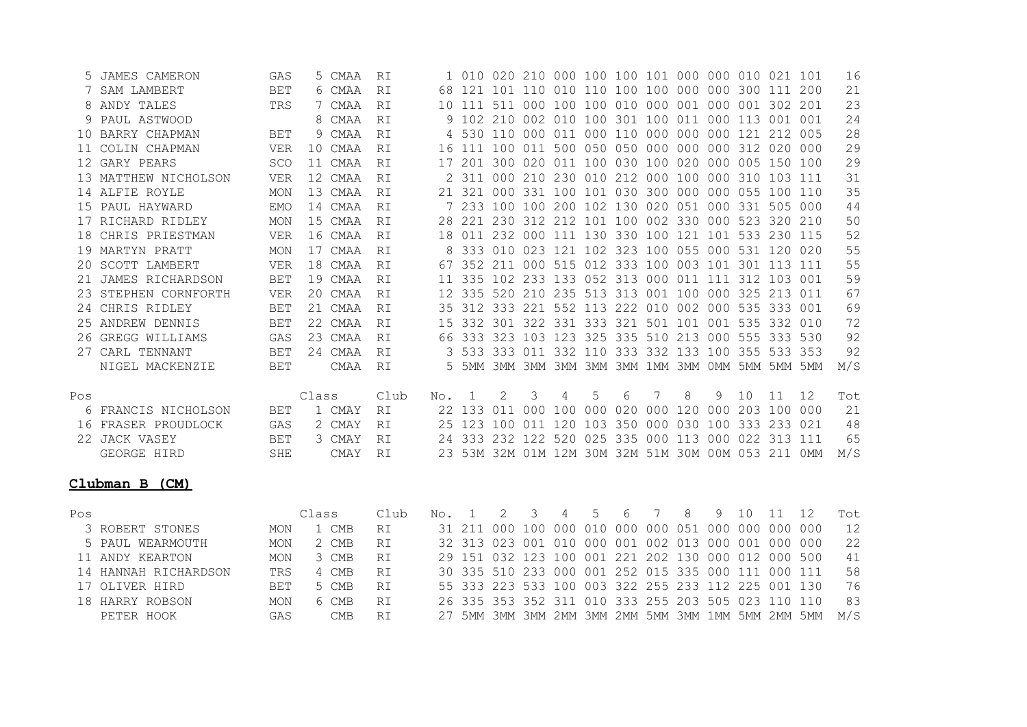| Pos | | | Class | | Club | No. | 1 | 2 | 3 | 4 | 5 | 6 | 7 | 8 | 9 | 10 | 11 | 12 | Tot |
|---|---|---|---|---|---|---|---|---|---|---|---|---|---|---|---|---|---|---|---|
| 5 | JAMES CAMERON | GAS | 5 | CMAA | RI | 1 | 010 | 020 | 210 | 000 | 100 | 100 | 101 | 000 | 000 | 010 | 021 | 101 | 16 |
| 7 | SAM LAMBERT | BET | 6 | CMAA | RI | 68 | 121 | 101 | 110 | 010 | 110 | 100 | 100 | 000 | 000 | 300 | 111 | 200 | 21 |
| 8 | ANDY TALES | TRS | 7 | CMAA | RI | 10 | 111 | 511 | 000 | 100 | 100 | 010 | 000 | 001 | 000 | 001 | 302 | 201 | 23 |
| 9 | PAUL ASTWOOD | | 8 | CMAA | RI | 9 | 102 | 210 | 002 | 010 | 100 | 301 | 100 | 011 | 000 | 113 | 001 | 001 | 24 |
| 10 | BARRY CHAPMAN | BET | 9 | CMAA | RI | 4 | 530 | 110 | 000 | 011 | 000 | 110 | 000 | 000 | 000 | 121 | 212 | 005 | 28 |
| 11 | COLIN CHAPMAN | VER | 10 | CMAA | RI | 16 | 111 | 100 | 011 | 500 | 050 | 050 | 000 | 000 | 000 | 312 | 020 | 000 | 29 |
| 12 | GARY PEARS | SCO | 11 | CMAA | RI | 17 | 201 | 300 | 020 | 011 | 100 | 030 | 100 | 020 | 000 | 005 | 150 | 100 | 29 |
| 13 | MATTHEW NICHOLSON | VER | 12 | CMAA | RI | 2 | 311 | 000 | 210 | 230 | 010 | 212 | 000 | 100 | 000 | 310 | 103 | 111 | 31 |
| 14 | ALFIE ROYLE | MON | 13 | CMAA | RI | 21 | 321 | 000 | 331 | 100 | 101 | 030 | 300 | 000 | 000 | 055 | 100 | 110 | 35 |
| 15 | PAUL HAYWARD | EMO | 14 | CMAA | RI | 7 | 233 | 100 | 100 | 200 | 102 | 130 | 020 | 051 | 000 | 331 | 505 | 000 | 44 |
| 17 | RICHARD RIDLEY | MON | 15 | CMAA | RI | 28 | 221 | 230 | 312 | 212 | 101 | 100 | 002 | 330 | 000 | 523 | 320 | 210 | 50 |
| 18 | CHRIS PRIESTMAN | VER | 16 | CMAA | RI | 18 | 011 | 232 | 000 | 111 | 130 | 330 | 100 | 121 | 101 | 533 | 230 | 115 | 52 |
| 19 | MARTYN PRATT | MON | 17 | CMAA | RI | 8 | 333 | 010 | 023 | 121 | 102 | 323 | 100 | 055 | 000 | 531 | 120 | 020 | 55 |
| 20 | SCOTT LAMBERT | VER | 18 | CMAA | RI | 67 | 352 | 211 | 000 | 515 | 012 | 333 | 100 | 003 | 101 | 301 | 113 | 111 | 55 |
| 21 | JAMES RICHARDSON | BET | 19 | CMAA | RI | 11 | 335 | 102 | 233 | 133 | 052 | 313 | 000 | 011 | 111 | 312 | 103 | 001 | 59 |
| 23 | STEPHEN CORNFORTH | VER | 20 | CMAA | RI | 12 | 335 | 520 | 210 | 235 | 513 | 313 | 001 | 100 | 000 | 325 | 213 | 011 | 67 |
| 24 | CHRIS RIDLEY | BET | 21 | CMAA | RI | 35 | 312 | 333 | 221 | 552 | 113 | 222 | 010 | 002 | 000 | 535 | 333 | 001 | 69 |
| 25 | ANDREW DENNIS | BET | 22 | CMAA | RI | 15 | 332 | 301 | 322 | 331 | 333 | 321 | 501 | 101 | 001 | 535 | 332 | 010 | 72 |
| 26 | GREGG WILLIAMS | GAS | 23 | CMAA | RI | 66 | 333 | 323 | 103 | 123 | 325 | 335 | 510 | 213 | 000 | 555 | 333 | 530 | 92 |
| 27 | CARL TENNANT | BET | 24 | CMAA | RI | 3 | 533 | 333 | 011 | 332 | 110 | 333 | 332 | 133 | 100 | 355 | 533 | 353 | 92 |
| | NIGEL MACKENZIE | BET | | CMAA | RI | 5 | 5MM | 3MM | 3MM | 3MM | 3MM | 3MM | 1MM | 3MM | 0MM | 5MM | 5MM | 5MM | M/S |

| Pos | | | Class | | Club | No. | 1 | 2 | 3 | 4 | 5 | 6 | 7 | 8 | 9 | 10 | 11 | 12 | Tot |
|---|---|---|---|---|---|---|---|---|---|---|---|---|---|---|---|---|---|---|---|
| 6 | FRANCIS NICHOLSON | BET | 1 | CMAY | RI | 22 | 133 | 011 | 000 | 100 | 000 | 020 | 000 | 120 | 000 | 203 | 100 | 000 | 21 |
| 16 | FRASER PROUDLOCK | GAS | 2 | CMAY | RI | 25 | 123 | 100 | 011 | 120 | 103 | 350 | 000 | 030 | 100 | 333 | 233 | 021 | 48 |
| 22 | JACK VASEY | BET | 3 | CMAY | RI | 24 | 333 | 232 | 122 | 520 | 025 | 335 | 000 | 113 | 000 | 022 | 313 | 111 | 65 |
| | GEORGE HIRD | SHE | | CMAY | RI | 23 | 53M | 32M | 01M | 12M | 30M | 32M | 51M | 30M | 00M | 053 | 211 | 0MM | M/S |

**Clubman B (CM)**

| Pos | | | Class | | Club | No. | 1 | 2 | 3 | 4 | 5 | 6 | 7 | 8 | 9 | 10 | 11 | 12 | Tot |
|---|---|---|---|---|---|---|---|---|---|---|---|---|---|---|---|---|---|---|---|
| 3 | ROBERT STONES | MON | 1 | CMB | RI | 31 | 211 | 000 | 100 | 000 | 010 | 000 | 000 | 051 | 000 | 000 | 000 | 000 | 12 |
| 5 | PAUL WEARMOUTH | MON | 2 | CMB | RI | 32 | 313 | 023 | 001 | 010 | 000 | 001 | 002 | 013 | 000 | 001 | 000 | 000 | 22 |
| 11 | ANDY KEARTON | MON | 3 | CMB | RI | 29 | 151 | 032 | 123 | 100 | 001 | 221 | 202 | 130 | 000 | 012 | 000 | 500 | 41 |
| 14 | HANNAH RICHARDSON | TRS | 4 | CMB | RI | 30 | 335 | 510 | 233 | 000 | 001 | 252 | 015 | 335 | 000 | 111 | 000 | 111 | 58 |
| 17 | OLIVER HIRD | BET | 5 | CMB | RI | 55 | 333 | 223 | 533 | 100 | 003 | 322 | 255 | 233 | 112 | 225 | 001 | 130 | 76 |
| 18 | HARRY ROBSON | MON | 6 | CMB | RI | 26 | 335 | 353 | 352 | 311 | 010 | 333 | 255 | 203 | 505 | 023 | 110 | 110 | 83 |
| | PETER HOOK | GAS | | CMB | RI | 27 | 5MM | 3MM | 3MM | 2MM | 3MM | 2MM | 5MM | 3MM | 1MM | 5MM | 2MM | 5MM | M/S |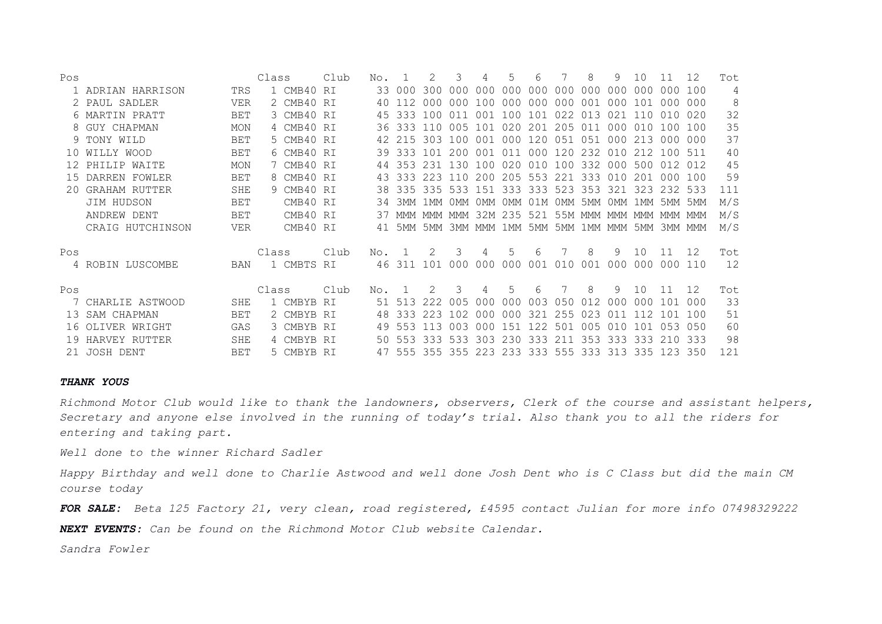| Pos | | | Class | | Club | No. | 1 | 2 | 3 | 4 | 5 | 6 | 7 | 8 | 9 | 10 | 11 | 12 | Tot |
|---|---|---|---|---|---|---|---|---|---|---|---|---|---|---|---|---|---|---|---|
| 1 | ADRIAN HARRISON | TRS | 1 | CMB40 | RI | 33 | 000 | 300 | 000 | 000 | 000 | 000 | 000 | 000 | 000 | 000 | 000 | 100 | 4 |
| 2 | PAUL SADLER | VER | 2 | CMB40 | RI | 40 | 112 | 000 | 000 | 100 | 000 | 000 | 000 | 001 | 000 | 101 | 000 | 000 | 8 |
| 6 | MARTIN PRATT | BET | 3 | CMB40 | RI | 45 | 333 | 100 | 011 | 001 | 100 | 101 | 022 | 013 | 021 | 110 | 010 | 020 | 32 |
| 8 | GUY CHAPMAN | MON | 4 | CMB40 | RI | 36 | 333 | 110 | 005 | 101 | 020 | 201 | 205 | 011 | 000 | 010 | 100 | 100 | 35 |
| 9 | TONY WILD | BET | 5 | CMB40 | RI | 42 | 215 | 303 | 100 | 001 | 000 | 120 | 051 | 051 | 000 | 213 | 000 | 000 | 37 |
| 10 | WILLY WOOD | BET | 6 | CMB40 | RI | 39 | 333 | 101 | 200 | 001 | 011 | 000 | 120 | 232 | 010 | 212 | 100 | 511 | 40 |
| 12 | PHILIP WAITE | MON | 7 | CMB40 | RI | 44 | 353 | 231 | 130 | 100 | 020 | 010 | 100 | 332 | 000 | 500 | 012 | 012 | 45 |
| 15 | DARREN FOWLER | BET | 8 | CMB40 | RI | 43 | 333 | 223 | 110 | 200 | 205 | 553 | 221 | 333 | 010 | 201 | 000 | 100 | 59 |
| 20 | GRAHAM RUTTER | SHE | 9 | CMB40 | RI | 38 | 335 | 335 | 533 | 151 | 333 | 333 | 523 | 353 | 321 | 323 | 232 | 533 | 111 |
| | JIM HUDSON | BET | | CMB40 | RI | 34 | 3MM | 1MM | 0MM | 0MM | 0MM | 01M | 0MM | 5MM | 0MM | 1MM | 5MM | 5MM | M/S |
| | ANDREW DENT | BET | | CMB40 | RI | 37 | MMM | MMM | MMM | 32M | 235 | 521 | 55M | MMM | MMM | MMM | MMM | MMM | M/S |
| | CRAIG HUTCHINSON | VER | | CMB40 | RI | 41 | 5MM | 5MM | 3MM | MMM | 1MM | 5MM | 5MM | 1MM | MMM | 5MM | 3MM | MMM | M/S |

| Pos | | | Class | | Club | No. | 1 | 2 | 3 | 4 | 5 | 6 | 7 | 8 | 9 | 10 | 11 | 12 | Tot |
|---|---|---|---|---|---|---|---|---|---|---|---|---|---|---|---|---|---|---|---|
| 4 | ROBIN LUSCOMBE | BAN | 1 | CMBTS | RI | 46 | 311 | 101 | 000 | 000 | 000 | 001 | 010 | 001 | 000 | 000 | 000 | 110 | 12 |

| Pos | | | Class | | Club | No. | 1 | 2 | 3 | 4 | 5 | 6 | 7 | 8 | 9 | 10 | 11 | 12 | Tot |
|---|---|---|---|---|---|---|---|---|---|---|---|---|---|---|---|---|---|---|---|
| 7 | CHARLIE ASTWOOD | SHE | 1 | CMBYB | RI | 51 | 513 | 222 | 005 | 000 | 000 | 003 | 050 | 012 | 000 | 000 | 101 | 000 | 33 |
| 13 | SAM CHAPMAN | BET | 2 | CMBYB | RI | 48 | 333 | 223 | 102 | 000 | 000 | 321 | 255 | 023 | 011 | 112 | 101 | 100 | 51 |
| 16 | OLIVER WRIGHT | GAS | 3 | CMBYB | RI | 49 | 553 | 113 | 003 | 000 | 151 | 122 | 501 | 005 | 010 | 101 | 053 | 050 | 60 |
| 19 | HARVEY RUTTER | SHE | 4 | CMBYB | RI | 50 | 553 | 333 | 533 | 303 | 230 | 333 | 211 | 353 | 333 | 333 | 210 | 333 | 98 |
| 21 | JOSH DENT | BET | 5 | CMBYB | RI | 47 | 555 | 355 | 355 | 223 | 233 | 333 | 555 | 333 | 313 | 335 | 123 | 350 | 121 |

***THANK YOUS***

*Richmond Motor Club would like to thank the landowners, observers, Clerk of the course and assistant helpers, Secretary and anyone else involved in the running of today's trial. Also thank you to all the riders for entering and taking part.*

*Well done to the winner Richard Sadler*

*Happy Birthday and well done to Charlie Astwood and well done Josh Dent who is C Class but did the main CM course today*

***FOR SALE:*** *Beta 125 Factory 21, very clean, road registered, £4595 contact Julian for more info 07498329222*

***NEXT EVENTS:*** *Can be found on the Richmond Motor Club website Calendar.*

*Sandra Fowler*